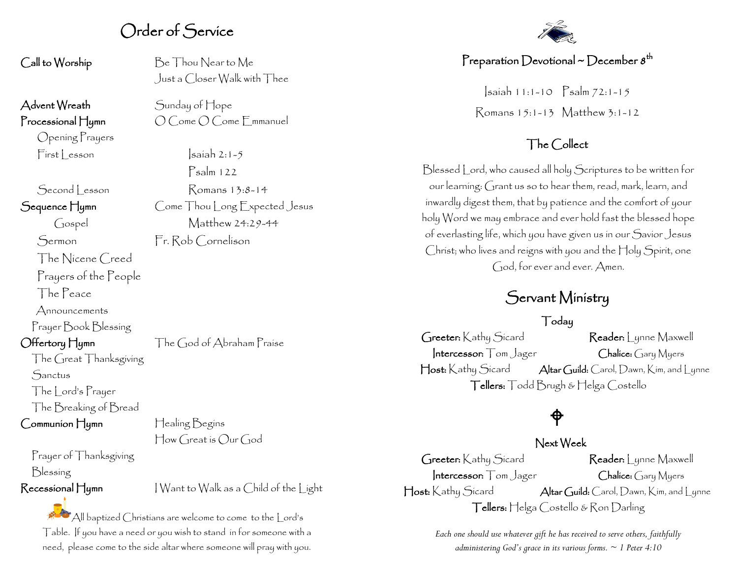# Order of Service

| | |
|---|---|
| **Call to Worship** | Be Thou Near to Me |
| | Just a Closer Walk with Thee |
| **Advent Wreath** | Sunday of Hope |
| **Processional Hymn** | O Come O Come Emmanuel |
| Opening Prayers | |
| First Lesson | Isaiah 2:1-5 |
| | Psalm 122 |
| Second Lesson | Romans 13:8-14 |
| **Sequence Hymn** | Come Thou Long Expected Jesus |
| Gospel | Matthew 24:29-44 |
| Sermon | Fr. Rob Cornelison |
| The Nicene Creed | |
| Prayers of the People | |
| The Peace | |
| Announcements | |
| Prayer Book Blessing | |
| **Offertory Hymn** | The God of Abraham Praise |
| The Great Thanksgiving | |
| Sanctus | |
| The Lord's Prayer | |
| The Breaking of Bread | |
| **Communion Hymn** | Healing Begins |
| | How Great is Our God |
| Prayer of Thanksgiving | |
| Blessing | |
| **Recessional Hymn** | I Want to Walk as a Child of the Light |

All baptized Christians are welcome to come to the Lord's Table. If you have a need or you wish to stand in for someone with a need, please come to the side altar where someone will pray with you.

## Preparation Devotional ~ December 8th

Isaiah 11:1-10 Psalm 72:1-15

Romans 15:1-13 Matthew 3:1-12

## The Collect

Blessed Lord, who caused all holy Scriptures to be written for our learning: Grant us so to hear them, read, mark, learn, and inwardly digest them, that by patience and the comfort of your holy Word we may embrace and ever hold fast the blessed hope of everlasting life, which you have given us in our Savior Jesus Christ; who lives and reigns with you and the Holy Spirit, one God, for ever and ever. Amen.

# Servant Ministry

### Today

**Greeter:** Kathy Sicard **Reader:** Lynne Maxwell
**Intercessor:** Tom Jager **Chalice:** Gary Myers
**Host:** Kathy Sicard **Altar Guild:** Carol, Dawn, Kim, and Lynne
**Tellers:** Todd Brugh & Helga Costello

### Next Week

**Greeter:** Kathy Sicard **Reader:** Lynne Maxwell
**Intercessor:** Tom Jager **Chalice:** Gary Myers
**Host:** Kathy Sicard **Altar Guild:** Carol, Dawn, Kim, and Lynne
**Tellers:** Helga Costello & Ron Darling

*Each one should use whatever gift he has received to serve others, faithfully administering God's grace in its various forms. ~ 1 Peter 4:10*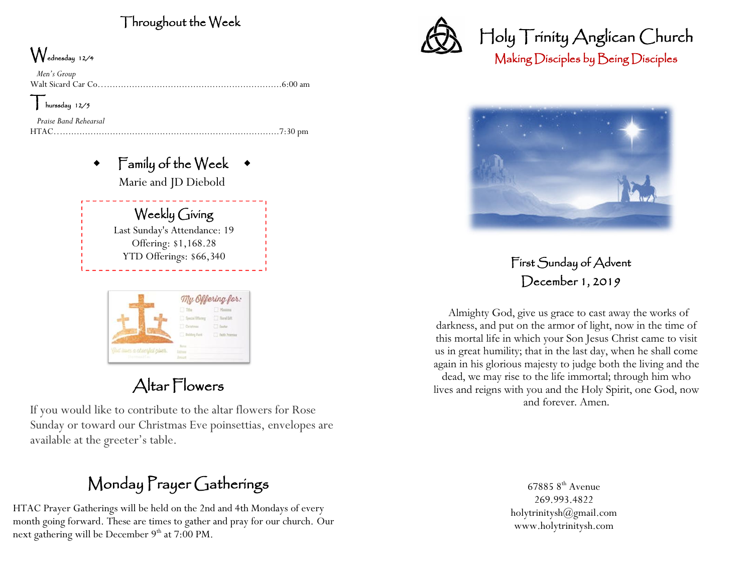# Throughout the Week

**Wednesday 12/4**

*Men's Group*
Walt Sicard Car Co……………………………………………………6:00 am

**Thursday 12/5**

*Praise Band Rehearsal*
HTAC………………………………………………………………7:30 pm

## ◆ Family of the Week ◆

Marie and JD Diebold

## Weekly Giving

Last Sunday's Attendance: 19
Offering: $1,168.28
YTD Offerings: $66,340

## Altar Flowers

If you would like to contribute to the altar flowers for Rose Sunday or toward our Christmas Eve poinsettias, envelopes are available at the greeter's table.

## Monday Prayer Gatherings

HTAC Prayer Gatherings will be held on the 2nd and 4th Mondays of every month going forward. These are times to gather and pray for our church. Our next gathering will be December 9th at 7:00 PM.

# Holy Trinity Anglican Church

Making Disciples by Being Disciples

## First Sunday of Advent
## December 1, 2019

Almighty God, give us grace to cast away the works of darkness, and put on the armor of light, now in the time of this mortal life in which your Son Jesus Christ came to visit us in great humility; that in the last day, when he shall come again in his glorious majesty to judge both the living and the dead, we may rise to the life immortal; through him who lives and reigns with you and the Holy Spirit, one God, now and forever. Amen.

67885 8th Avenue
269.993.4822
holytrinitysh@gmail.com
www.holytrinitysh.com